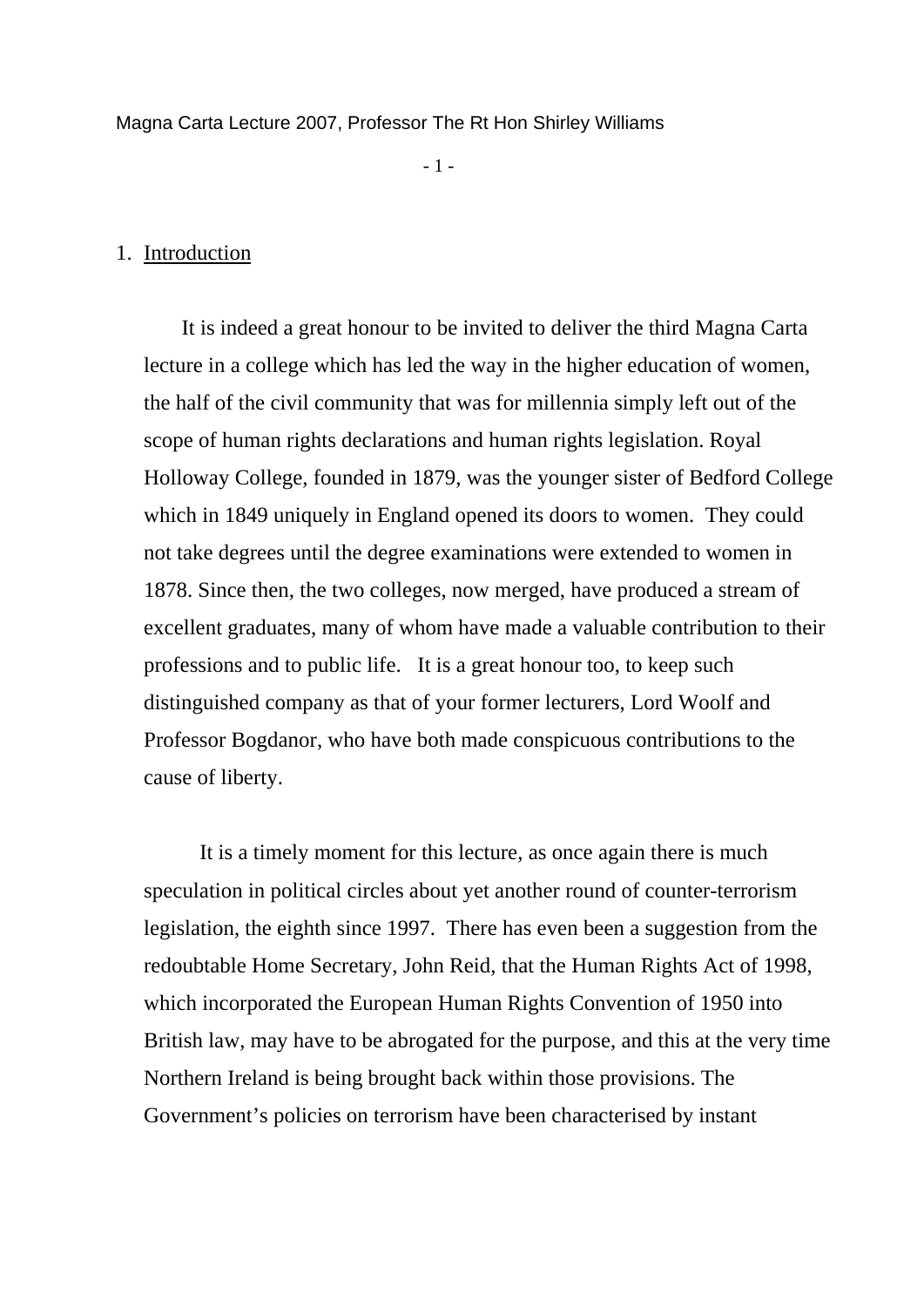## 1. Introduction

It is indeed a great honour to be invited to deliver the third Magna Carta lecture in a college which has led the way in the higher education of women, the half of the civil community that was for millennia simply left out of the scope of human rights declarations and human rights legislation. Royal Holloway College, founded in 1879, was the younger sister of Bedford College which in 1849 uniquely in England opened its doors to women. They could not take degrees until the degree examinations were extended to women in 1878. Since then, the two colleges, now merged, have produced a stream of excellent graduates, many of whom have made a valuable contribution to their professions and to public life. It is a great honour too, to keep such distinguished company as that of your former lecturers, Lord Woolf and Professor Bogdanor, who have both made conspicuous contributions to the cause of liberty.

It is a timely moment for this lecture, as once again there is much speculation in political circles about yet another round of counter-terrorism legislation, the eighth since 1997. There has even been a suggestion from the redoubtable Home Secretary, John Reid, that the Human Rights Act of 1998, which incorporated the European Human Rights Convention of 1950 into British law, may have to be abrogated for the purpose, and this at the very time Northern Ireland is being brought back within those provisions. The Government's policies on terrorism have been characterised by instant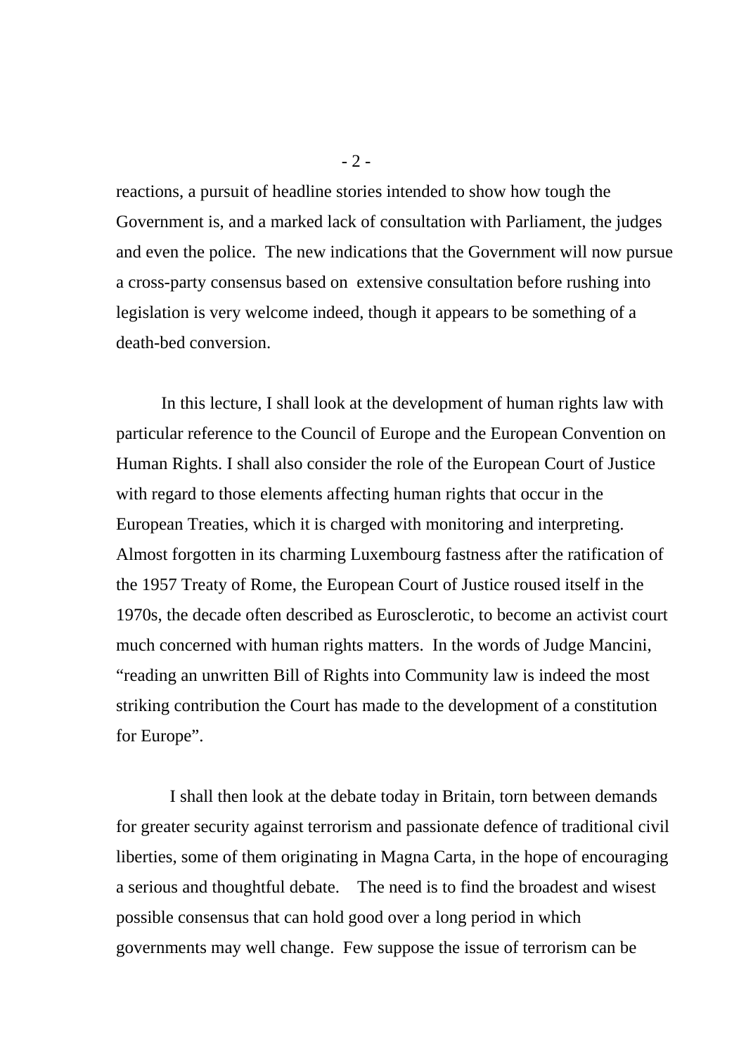reactions, a pursuit of headline stories intended to show how tough the Government is, and a marked lack of consultation with Parliament, the judges and even the police. The new indications that the Government will now pursue a cross-party consensus based on extensive consultation before rushing into legislation is very welcome indeed, though it appears to be something of a death-bed conversion.

In this lecture, I shall look at the development of human rights law with particular reference to the Council of Europe and the European Convention on Human Rights. I shall also consider the role of the European Court of Justice with regard to those elements affecting human rights that occur in the European Treaties, which it is charged with monitoring and interpreting. Almost forgotten in its charming Luxembourg fastness after the ratification of the 1957 Treaty of Rome, the European Court of Justice roused itself in the 1970s, the decade often described as Eurosclerotic, to become an activist court much concerned with human rights matters. In the words of Judge Mancini, "reading an unwritten Bill of Rights into Community law is indeed the most striking contribution the Court has made to the development of a constitution for Europe".

I shall then look at the debate today in Britain, torn between demands for greater security against terrorism and passionate defence of traditional civil liberties, some of them originating in Magna Carta, in the hope of encouraging a serious and thoughtful debate. The need is to find the broadest and wisest possible consensus that can hold good over a long period in which governments may well change. Few suppose the issue of terrorism can be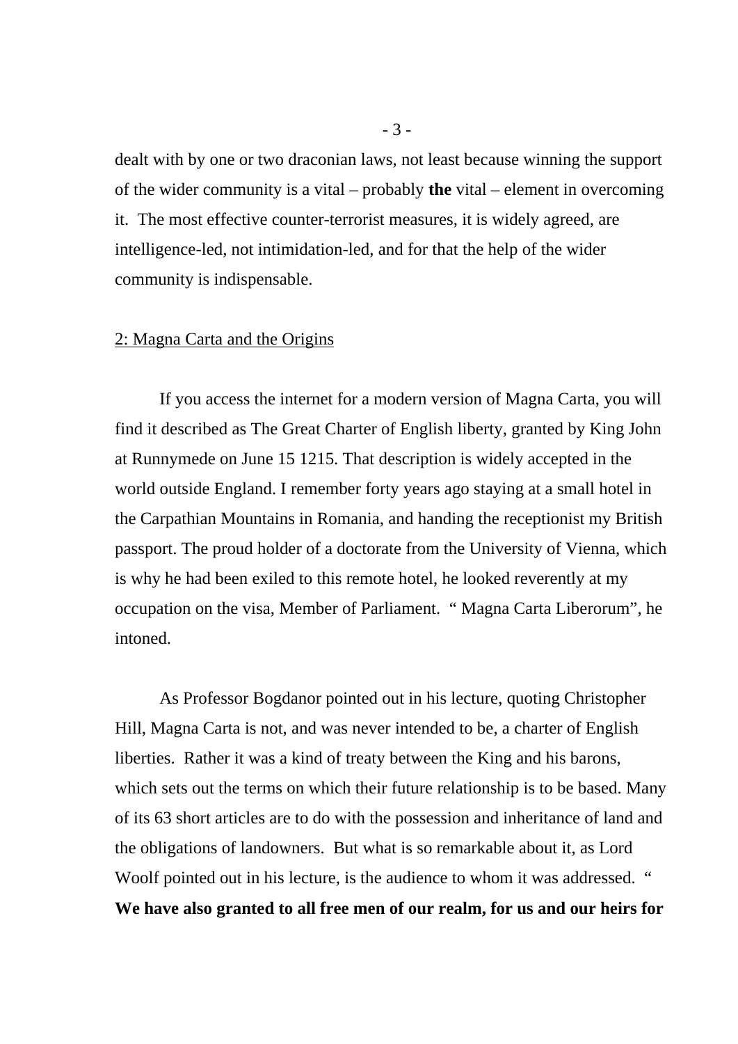dealt with by one or two draconian laws, not least because winning the support of the wider community is a vital – probably **the** vital – element in overcoming it. The most effective counter-terrorist measures, it is widely agreed, are intelligence-led, not intimidation-led, and for that the help of the wider community is indispensable.

## 2: Magna Carta and the Origins

If you access the internet for a modern version of Magna Carta, you will find it described as The Great Charter of English liberty, granted by King John at Runnymede on June 15 1215. That description is widely accepted in the world outside England. I remember forty years ago staying at a small hotel in the Carpathian Mountains in Romania, and handing the receptionist my British passport. The proud holder of a doctorate from the University of Vienna, which is why he had been exiled to this remote hotel, he looked reverently at my occupation on the visa, Member of Parliament. " Magna Carta Liberorum", he intoned.

As Professor Bogdanor pointed out in his lecture, quoting Christopher Hill, Magna Carta is not, and was never intended to be, a charter of English liberties. Rather it was a kind of treaty between the King and his barons, which sets out the terms on which their future relationship is to be based. Many of its 63 short articles are to do with the possession and inheritance of land and the obligations of landowners. But what is so remarkable about it, as Lord Woolf pointed out in his lecture, is the audience to whom it was addressed. " **We have also granted to all free men of our realm, for us and our heirs for**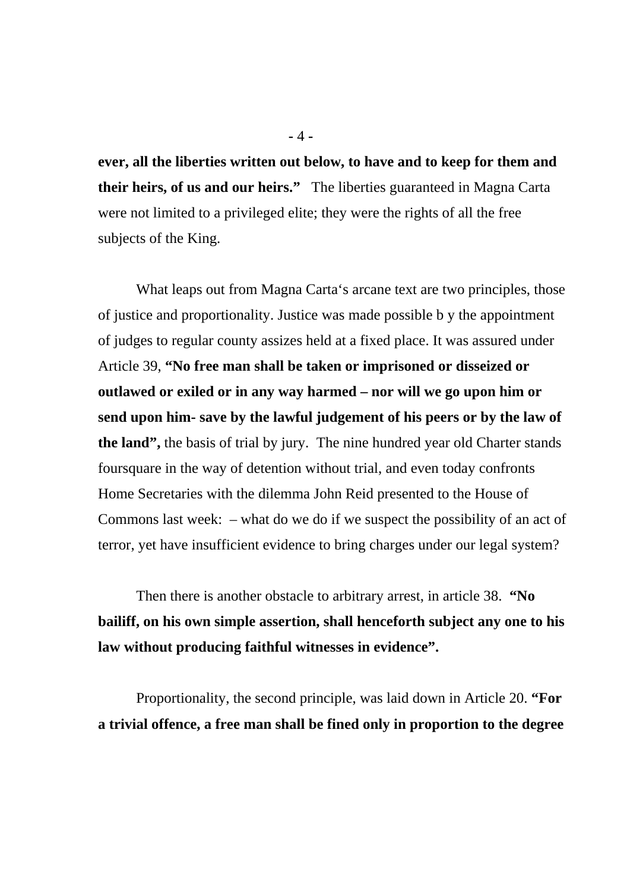**ever, all the liberties written out below, to have and to keep for them and their heirs, of us and our heirs."** The liberties guaranteed in Magna Carta were not limited to a privileged elite; they were the rights of all the free subjects of the King.

What leaps out from Magna Carta's arcane text are two principles, those of justice and proportionality. Justice was made possible b y the appointment of judges to regular county assizes held at a fixed place. It was assured under Article 39, **"No free man shall be taken or imprisoned or disseized or outlawed or exiled or in any way harmed – nor will we go upon him or send upon him- save by the lawful judgement of his peers or by the law of the land",** the basis of trial by jury. The nine hundred year old Charter stands foursquare in the way of detention without trial, and even today confronts Home Secretaries with the dilemma John Reid presented to the House of Commons last week: – what do we do if we suspect the possibility of an act of terror, yet have insufficient evidence to bring charges under our legal system?

Then there is another obstacle to arbitrary arrest, in article 38. **"No bailiff, on his own simple assertion, shall henceforth subject any one to his law without producing faithful witnesses in evidence".**

Proportionality, the second principle, was laid down in Article 20. **"For a trivial offence, a free man shall be fined only in proportion to the degree**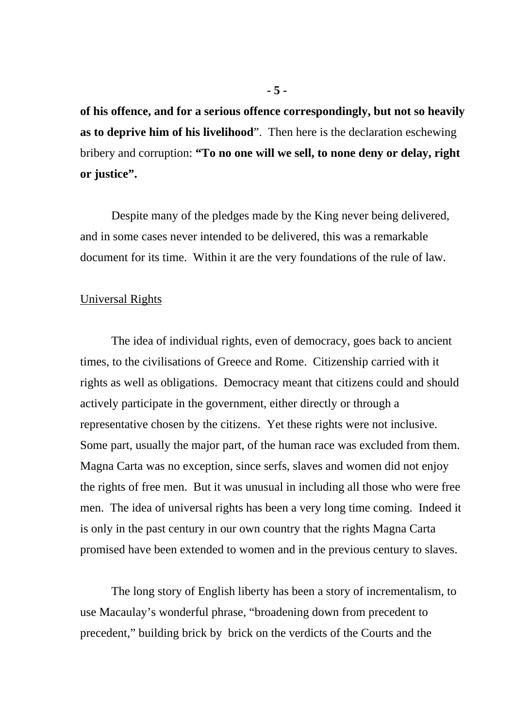**of his offence, and for a serious offence correspondingly, but not so heavily as to deprive him of his livelihood**". Then here is the declaration eschewing bribery and corruption: **"To no one will we sell, to none deny or delay, right or justice".**

Despite many of the pledges made by the King never being delivered, and in some cases never intended to be delivered, this was a remarkable document for its time. Within it are the very foundations of the rule of law.

<u>Universal Rights</u>

The idea of individual rights, even of democracy, goes back to ancient times, to the civilisations of Greece and Rome. Citizenship carried with it rights as well as obligations. Democracy meant that citizens could and should actively participate in the government, either directly or through a representative chosen by the citizens. Yet these rights were not inclusive. Some part, usually the major part, of the human race was excluded from them. Magna Carta was no exception, since serfs, slaves and women did not enjoy the rights of free men. But it was unusual in including all those who were free men. The idea of universal rights has been a very long time coming. Indeed it is only in the past century in our own country that the rights Magna Carta promised have been extended to women and in the previous century to slaves.

The long story of English liberty has been a story of incrementalism, to use Macaulay's wonderful phrase, "broadening down from precedent to precedent," building brick by brick on the verdicts of the Courts and the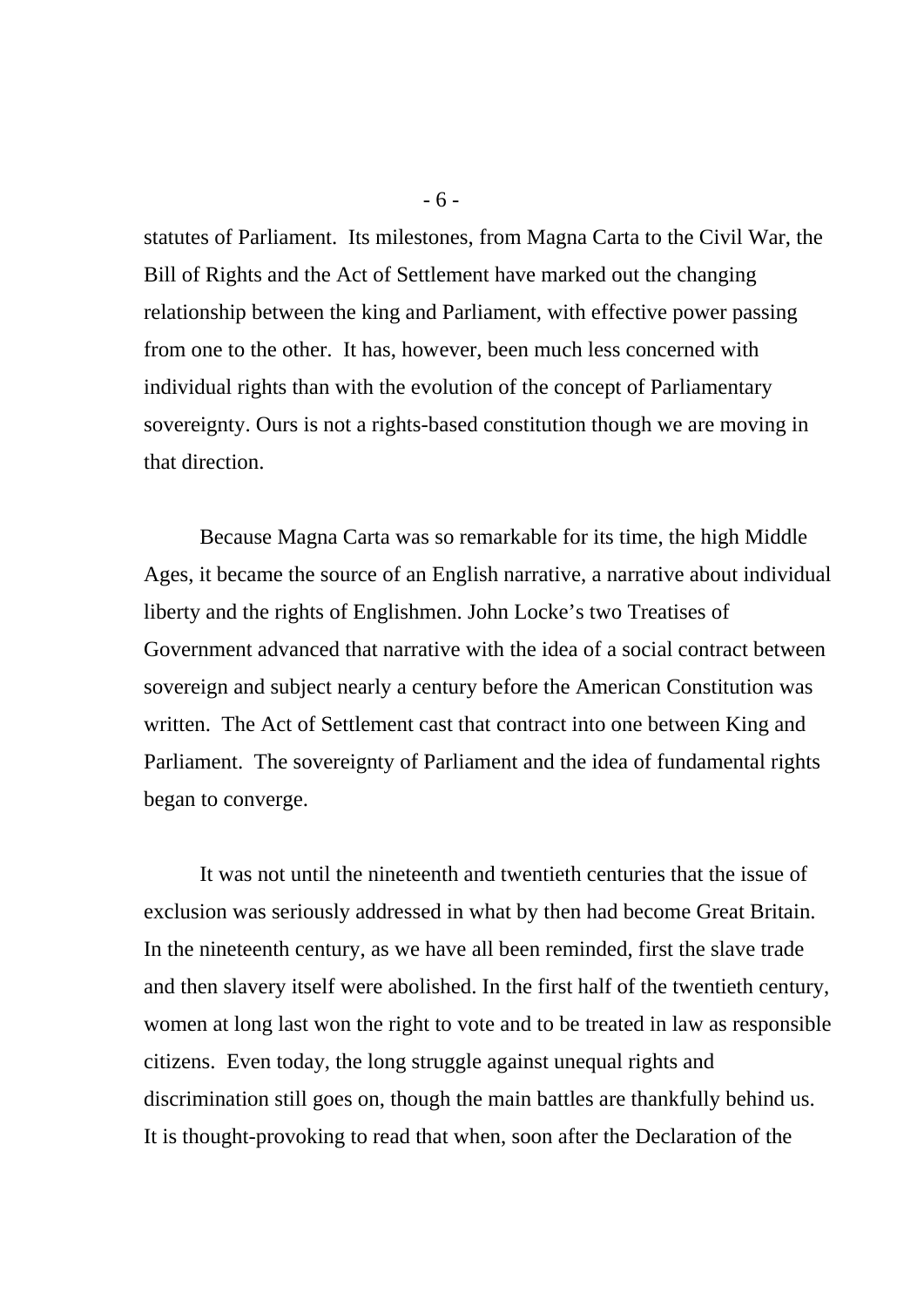statutes of Parliament. Its milestones, from Magna Carta to the Civil War, the Bill of Rights and the Act of Settlement have marked out the changing relationship between the king and Parliament, with effective power passing from one to the other. It has, however, been much less concerned with individual rights than with the evolution of the concept of Parliamentary sovereignty. Ours is not a rights-based constitution though we are moving in that direction.

Because Magna Carta was so remarkable for its time, the high Middle Ages, it became the source of an English narrative, a narrative about individual liberty and the rights of Englishmen. John Locke's two Treatises of Government advanced that narrative with the idea of a social contract between sovereign and subject nearly a century before the American Constitution was written. The Act of Settlement cast that contract into one between King and Parliament. The sovereignty of Parliament and the idea of fundamental rights began to converge.

It was not until the nineteenth and twentieth centuries that the issue of exclusion was seriously addressed in what by then had become Great Britain. In the nineteenth century, as we have all been reminded, first the slave trade and then slavery itself were abolished. In the first half of the twentieth century, women at long last won the right to vote and to be treated in law as responsible citizens. Even today, the long struggle against unequal rights and discrimination still goes on, though the main battles are thankfully behind us. It is thought-provoking to read that when, soon after the Declaration of the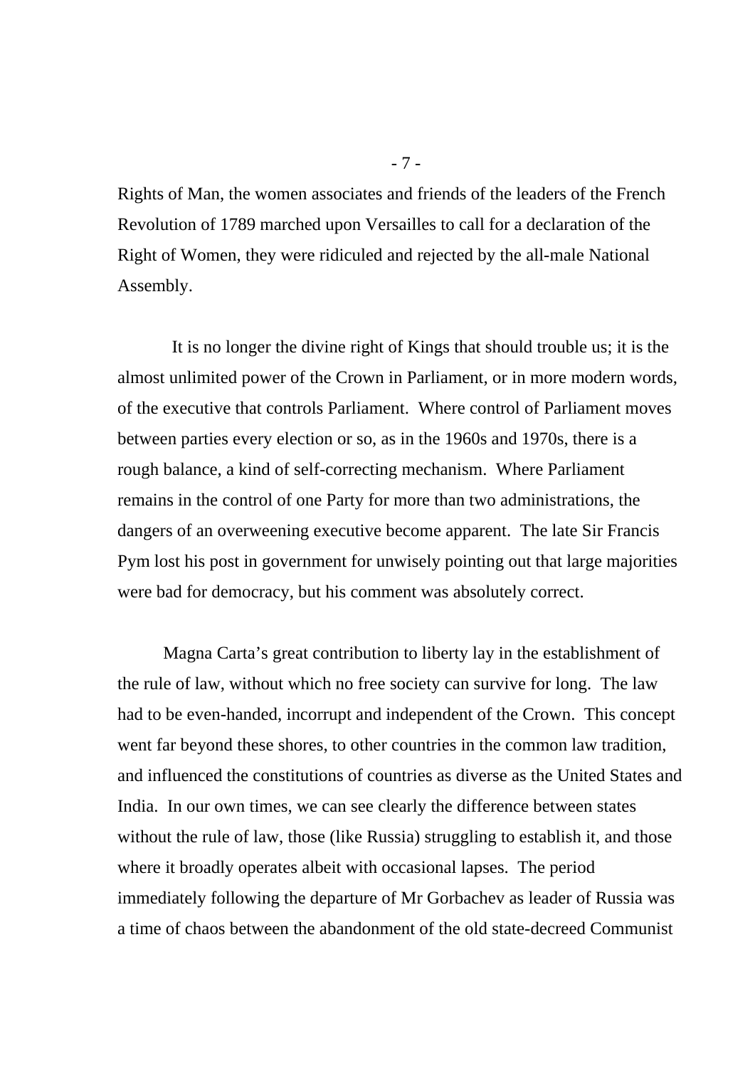Rights of Man, the women associates and friends of the leaders of the French Revolution of 1789 marched upon Versailles to call for a declaration of the Right of Women, they were ridiculed and rejected by the all-male National Assembly.

It is no longer the divine right of Kings that should trouble us; it is the almost unlimited power of the Crown in Parliament, or in more modern words, of the executive that controls Parliament. Where control of Parliament moves between parties every election or so, as in the 1960s and 1970s, there is a rough balance, a kind of self-correcting mechanism. Where Parliament remains in the control of one Party for more than two administrations, the dangers of an overweening executive become apparent. The late Sir Francis Pym lost his post in government for unwisely pointing out that large majorities were bad for democracy, but his comment was absolutely correct.

Magna Carta's great contribution to liberty lay in the establishment of the rule of law, without which no free society can survive for long. The law had to be even-handed, incorrupt and independent of the Crown. This concept went far beyond these shores, to other countries in the common law tradition, and influenced the constitutions of countries as diverse as the United States and India. In our own times, we can see clearly the difference between states without the rule of law, those (like Russia) struggling to establish it, and those where it broadly operates albeit with occasional lapses. The period immediately following the departure of Mr Gorbachev as leader of Russia was a time of chaos between the abandonment of the old state-decreed Communist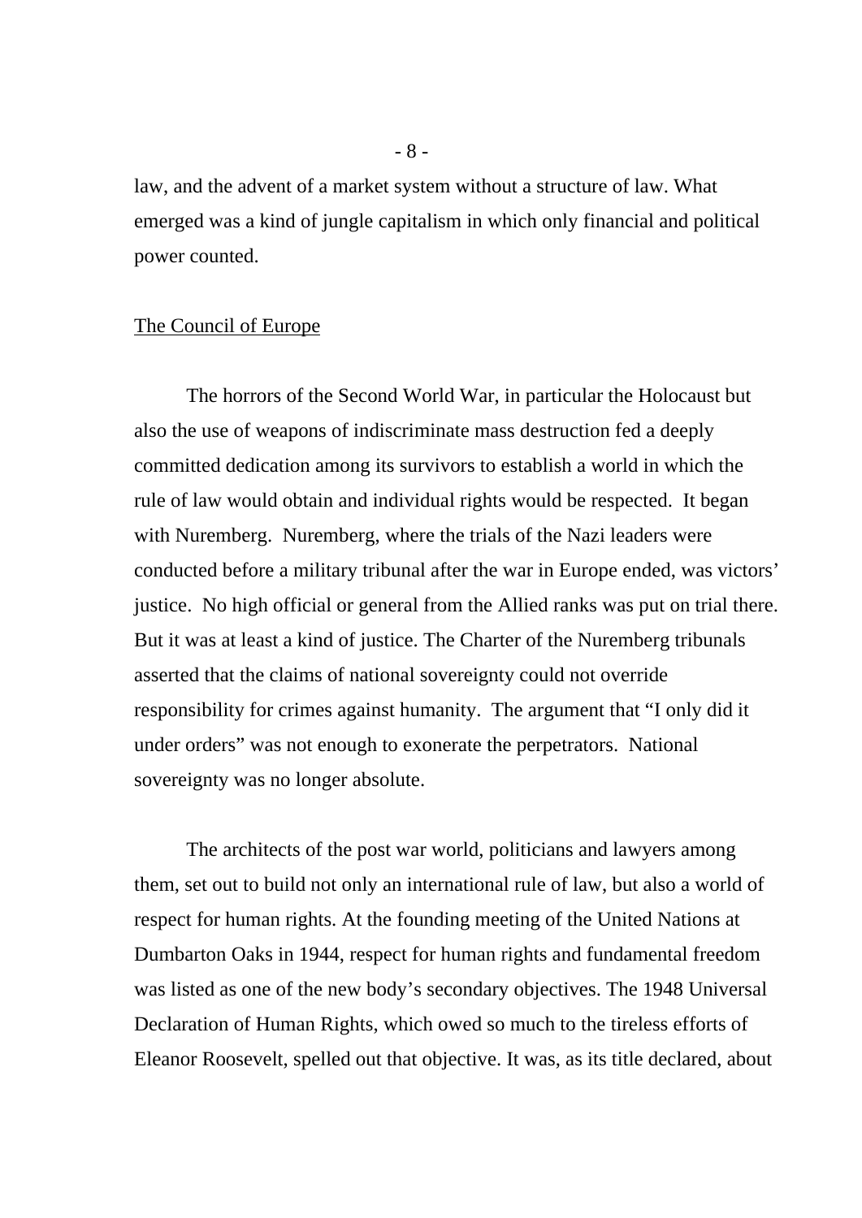law, and the advent of a market system without a structure of law. What emerged was a kind of jungle capitalism in which only financial and political power counted.

## The Council of Europe

The horrors of the Second World War, in particular the Holocaust but also the use of weapons of indiscriminate mass destruction fed a deeply committed dedication among its survivors to establish a world in which the rule of law would obtain and individual rights would be respected. It began with Nuremberg. Nuremberg, where the trials of the Nazi leaders were conducted before a military tribunal after the war in Europe ended, was victors' justice. No high official or general from the Allied ranks was put on trial there. But it was at least a kind of justice. The Charter of the Nuremberg tribunals asserted that the claims of national sovereignty could not override responsibility for crimes against humanity. The argument that "I only did it under orders" was not enough to exonerate the perpetrators. National sovereignty was no longer absolute.

The architects of the post war world, politicians and lawyers among them, set out to build not only an international rule of law, but also a world of respect for human rights. At the founding meeting of the United Nations at Dumbarton Oaks in 1944, respect for human rights and fundamental freedom was listed as one of the new body's secondary objectives. The 1948 Universal Declaration of Human Rights, which owed so much to the tireless efforts of Eleanor Roosevelt, spelled out that objective. It was, as its title declared, about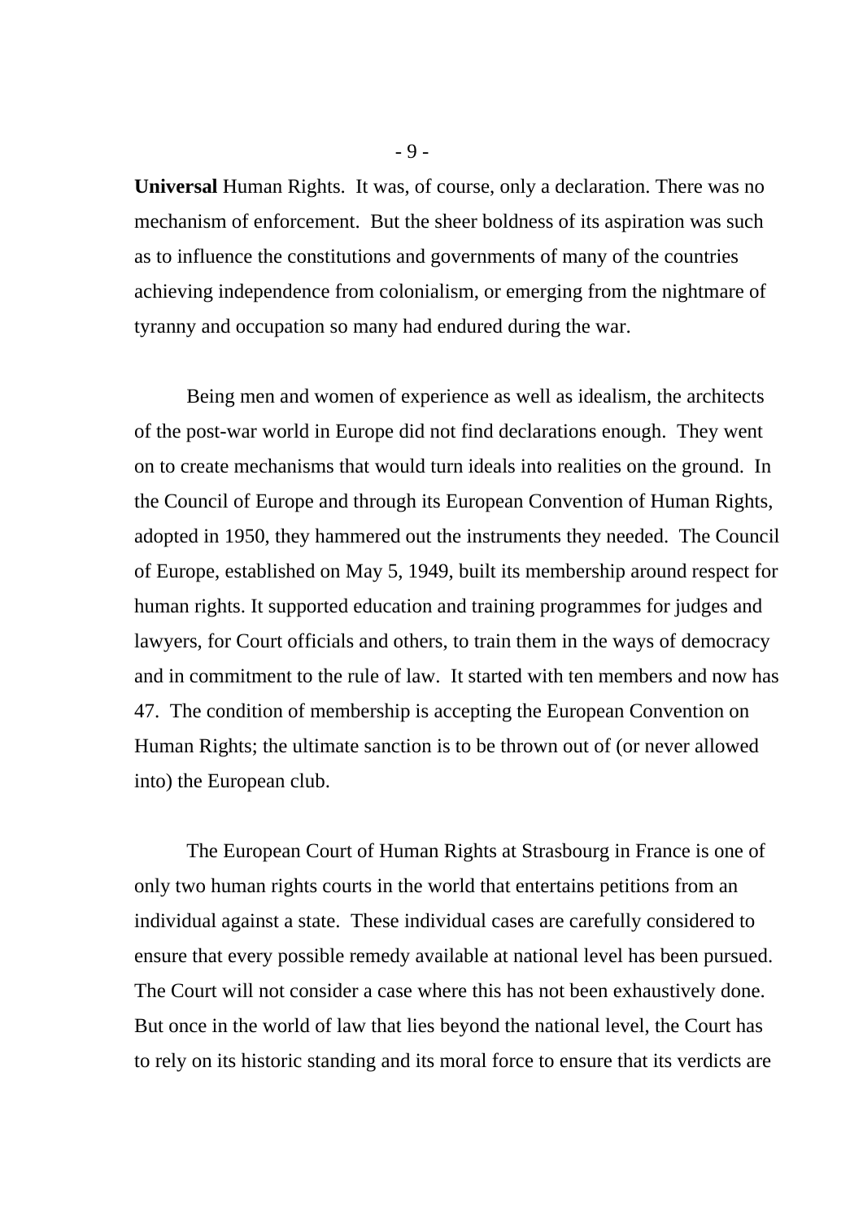**Universal** Human Rights. It was, of course, only a declaration. There was no mechanism of enforcement. But the sheer boldness of its aspiration was such as to influence the constitutions and governments of many of the countries achieving independence from colonialism, or emerging from the nightmare of tyranny and occupation so many had endured during the war.

Being men and women of experience as well as idealism, the architects of the post-war world in Europe did not find declarations enough. They went on to create mechanisms that would turn ideals into realities on the ground. In the Council of Europe and through its European Convention of Human Rights, adopted in 1950, they hammered out the instruments they needed. The Council of Europe, established on May 5, 1949, built its membership around respect for human rights. It supported education and training programmes for judges and lawyers, for Court officials and others, to train them in the ways of democracy and in commitment to the rule of law. It started with ten members and now has 47. The condition of membership is accepting the European Convention on Human Rights; the ultimate sanction is to be thrown out of (or never allowed into) the European club.

The European Court of Human Rights at Strasbourg in France is one of only two human rights courts in the world that entertains petitions from an individual against a state. These individual cases are carefully considered to ensure that every possible remedy available at national level has been pursued. The Court will not consider a case where this has not been exhaustively done. But once in the world of law that lies beyond the national level, the Court has to rely on its historic standing and its moral force to ensure that its verdicts are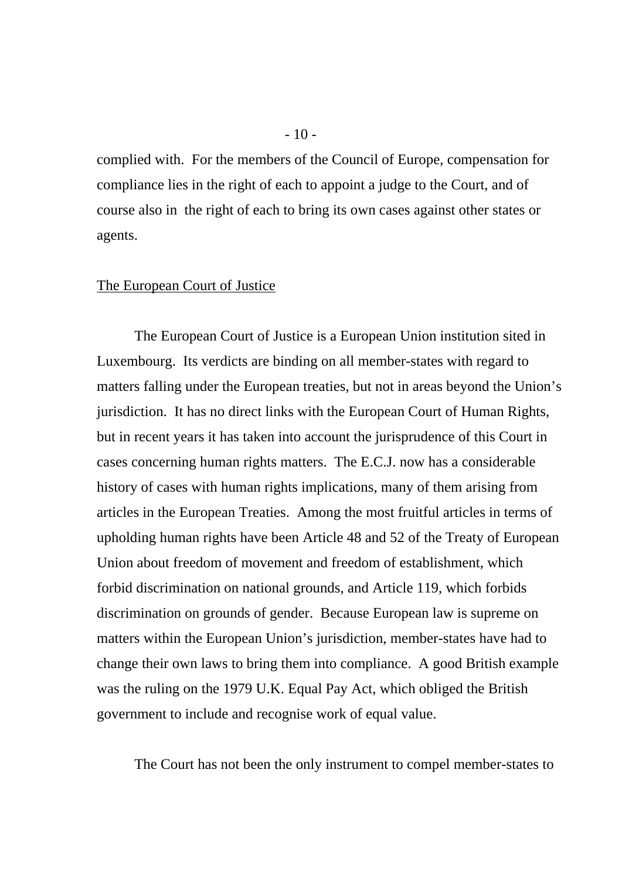complied with.  For the members of the Council of Europe, compensation for compliance lies in the right of each to appoint a judge to the Court, and of course also in  the right of each to bring its own cases against other states or agents.

## The European Court of Justice

The European Court of Justice is a European Union institution sited in Luxembourg.  Its verdicts are binding on all member-states with regard to matters falling under the European treaties, but not in areas beyond the Union's jurisdiction.  It has no direct links with the European Court of Human Rights, but in recent years it has taken into account the jurisprudence of this Court in cases concerning human rights matters.  The E.C.J. now has a considerable history of cases with human rights implications, many of them arising from articles in the European Treaties.  Among the most fruitful articles in terms of upholding human rights have been Article 48 and 52 of the Treaty of European Union about freedom of movement and freedom of establishment, which forbid discrimination on national grounds, and Article 119, which forbids discrimination on grounds of gender.  Because European law is supreme on matters within the European Union's jurisdiction, member-states have had to change their own laws to bring them into compliance.  A good British example was the ruling on the 1979 U.K. Equal Pay Act, which obliged the British government to include and recognise work of equal value.

The Court has not been the only instrument to compel member-states to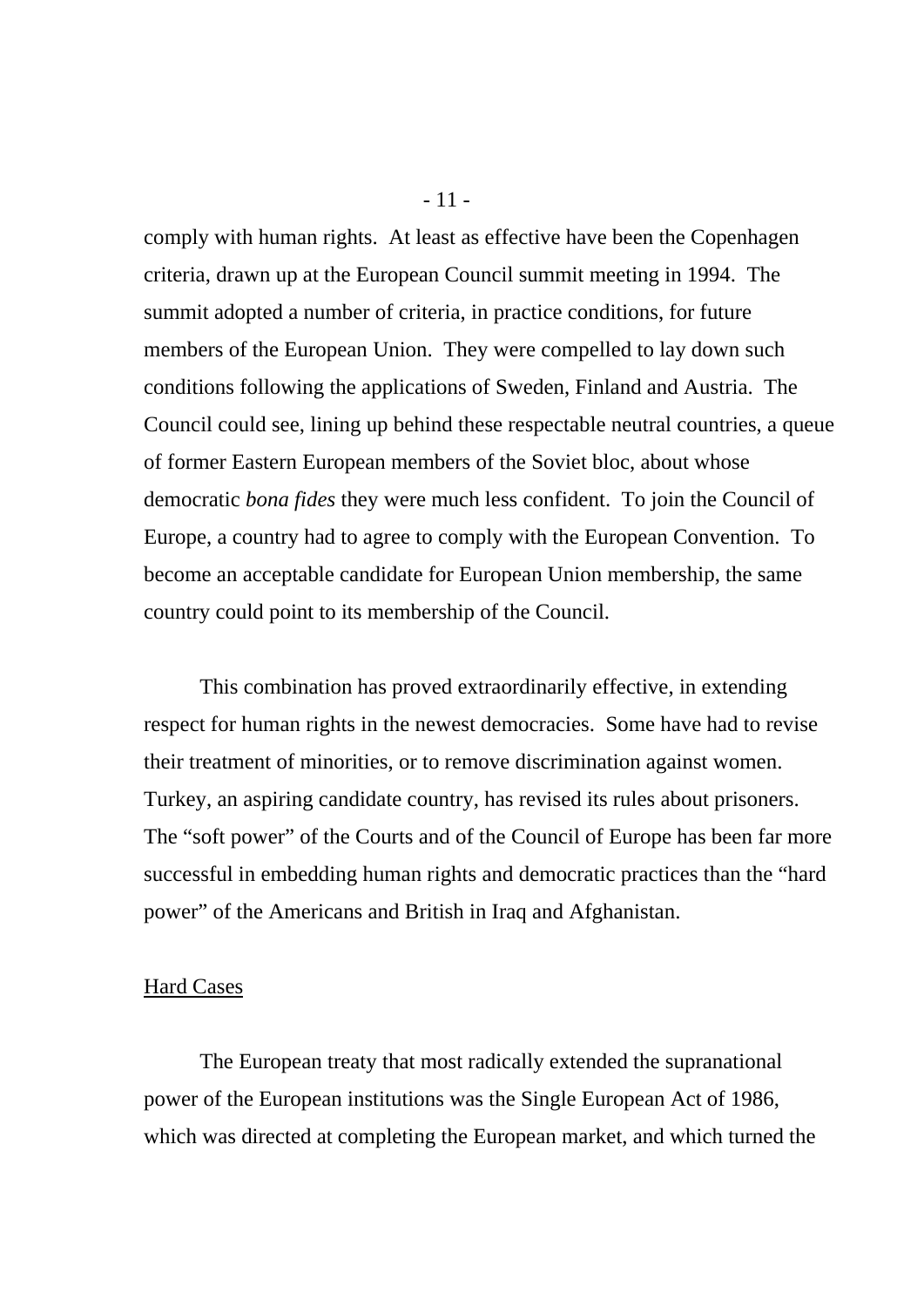comply with human rights. At least as effective have been the Copenhagen criteria, drawn up at the European Council summit meeting in 1994. The summit adopted a number of criteria, in practice conditions, for future members of the European Union. They were compelled to lay down such conditions following the applications of Sweden, Finland and Austria. The Council could see, lining up behind these respectable neutral countries, a queue of former Eastern European members of the Soviet bloc, about whose democratic *bona fides* they were much less confident. To join the Council of Europe, a country had to agree to comply with the European Convention. To become an acceptable candidate for European Union membership, the same country could point to its membership of the Council.

This combination has proved extraordinarily effective, in extending respect for human rights in the newest democracies. Some have had to revise their treatment of minorities, or to remove discrimination against women. Turkey, an aspiring candidate country, has revised its rules about prisoners. The "soft power" of the Courts and of the Council of Europe has been far more successful in embedding human rights and democratic practices than the "hard power" of the Americans and British in Iraq and Afghanistan.

## Hard Cases

The European treaty that most radically extended the supranational power of the European institutions was the Single European Act of 1986, which was directed at completing the European market, and which turned the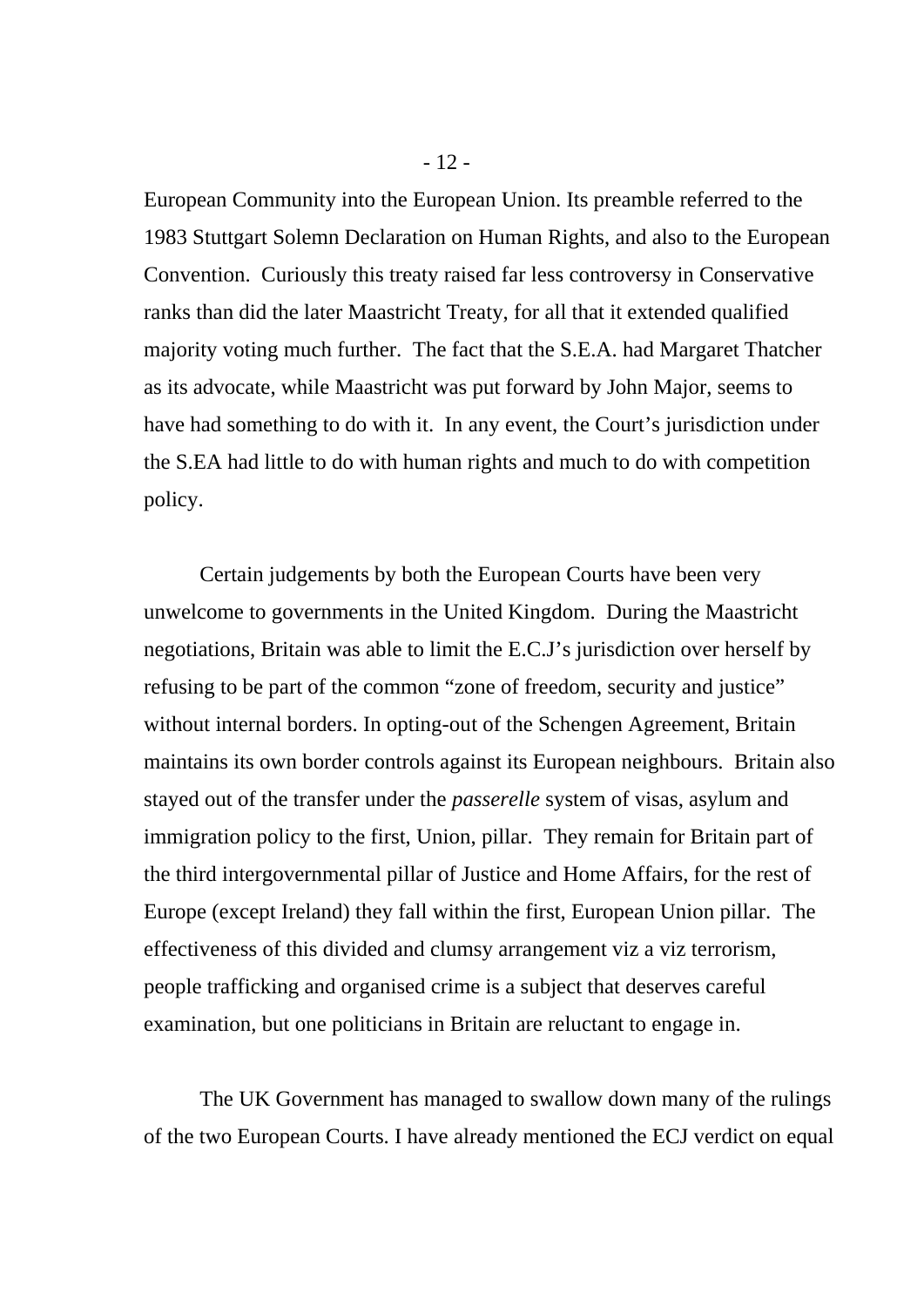European Community into the European Union. Its preamble referred to the 1983 Stuttgart Solemn Declaration on Human Rights, and also to the European Convention. Curiously this treaty raised far less controversy in Conservative ranks than did the later Maastricht Treaty, for all that it extended qualified majority voting much further. The fact that the S.E.A. had Margaret Thatcher as its advocate, while Maastricht was put forward by John Major, seems to have had something to do with it. In any event, the Court's jurisdiction under the S.EA had little to do with human rights and much to do with competition policy.

Certain judgements by both the European Courts have been very unwelcome to governments in the United Kingdom. During the Maastricht negotiations, Britain was able to limit the E.C.J's jurisdiction over herself by refusing to be part of the common "zone of freedom, security and justice" without internal borders. In opting-out of the Schengen Agreement, Britain maintains its own border controls against its European neighbours. Britain also stayed out of the transfer under the *passerelle* system of visas, asylum and immigration policy to the first, Union, pillar. They remain for Britain part of the third intergovernmental pillar of Justice and Home Affairs, for the rest of Europe (except Ireland) they fall within the first, European Union pillar. The effectiveness of this divided and clumsy arrangement viz a viz terrorism, people trafficking and organised crime is a subject that deserves careful examination, but one politicians in Britain are reluctant to engage in.

The UK Government has managed to swallow down many of the rulings of the two European Courts. I have already mentioned the ECJ verdict on equal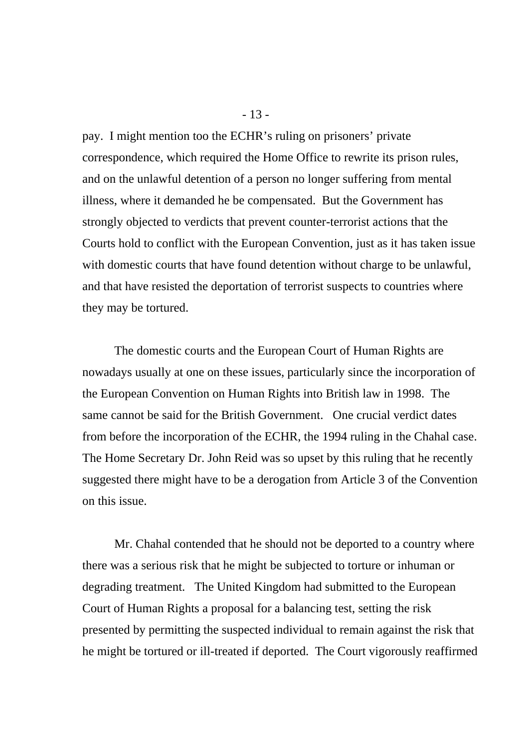pay. I might mention too the ECHR's ruling on prisoners' private correspondence, which required the Home Office to rewrite its prison rules, and on the unlawful detention of a person no longer suffering from mental illness, where it demanded he be compensated. But the Government has strongly objected to verdicts that prevent counter-terrorist actions that the Courts hold to conflict with the European Convention, just as it has taken issue with domestic courts that have found detention without charge to be unlawful, and that have resisted the deportation of terrorist suspects to countries where they may be tortured.

The domestic courts and the European Court of Human Rights are nowadays usually at one on these issues, particularly since the incorporation of the European Convention on Human Rights into British law in 1998. The same cannot be said for the British Government. One crucial verdict dates from before the incorporation of the ECHR, the 1994 ruling in the Chahal case. The Home Secretary Dr. John Reid was so upset by this ruling that he recently suggested there might have to be a derogation from Article 3 of the Convention on this issue.

Mr. Chahal contended that he should not be deported to a country where there was a serious risk that he might be subjected to torture or inhuman or degrading treatment. The United Kingdom had submitted to the European Court of Human Rights a proposal for a balancing test, setting the risk presented by permitting the suspected individual to remain against the risk that he might be tortured or ill-treated if deported. The Court vigorously reaffirmed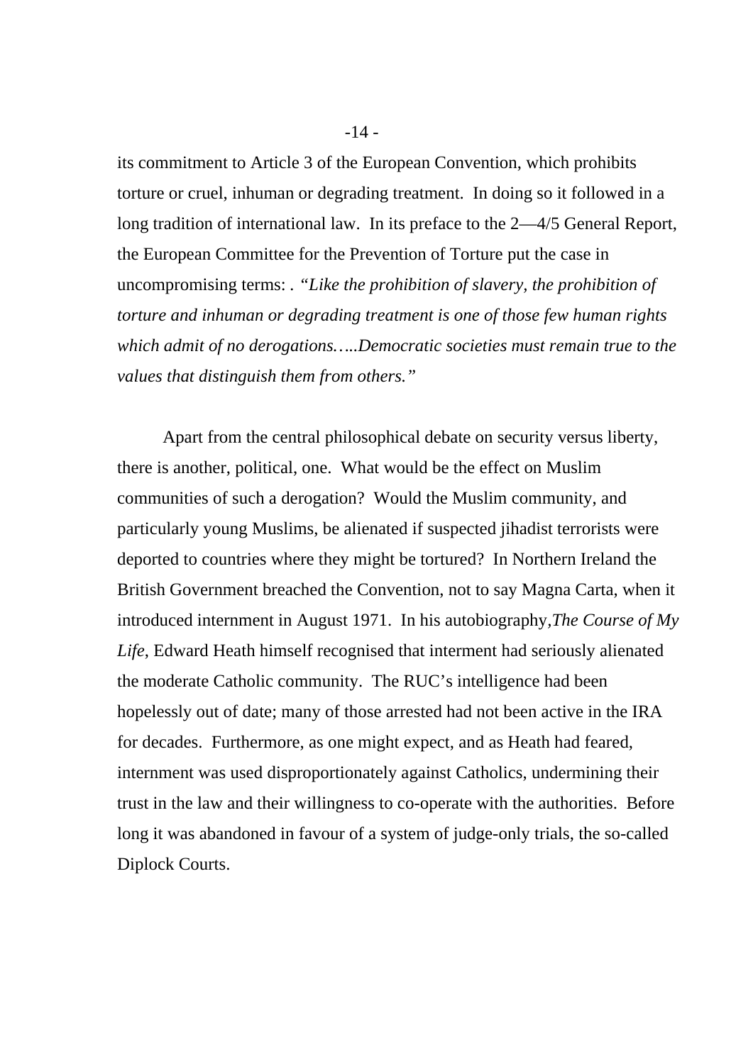its commitment to Article 3 of the European Convention, which prohibits torture or cruel, inhuman or degrading treatment. In doing so it followed in a long tradition of international law. In its preface to the 2—4/5 General Report, the European Committee for the Prevention of Torture put the case in uncompromising terms: . "*Like the prohibition of slavery, the prohibition of torture and inhuman or degrading treatment is one of those few human rights which admit of no derogations…..Democratic societies must remain true to the values that distinguish them from others.*"

Apart from the central philosophical debate on security versus liberty, there is another, political, one. What would be the effect on Muslim communities of such a derogation? Would the Muslim community, and particularly young Muslims, be alienated if suspected jihadist terrorists were deported to countries where they might be tortured? In Northern Ireland the British Government breached the Convention, not to say Magna Carta, when it introduced internment in August 1971. In his autobiography,*The Course of My Life*, Edward Heath himself recognised that interment had seriously alienated the moderate Catholic community. The RUC's intelligence had been hopelessly out of date; many of those arrested had not been active in the IRA for decades. Furthermore, as one might expect, and as Heath had feared, internment was used disproportionately against Catholics, undermining their trust in the law and their willingness to co-operate with the authorities. Before long it was abandoned in favour of a system of judge-only trials, the so-called Diplock Courts.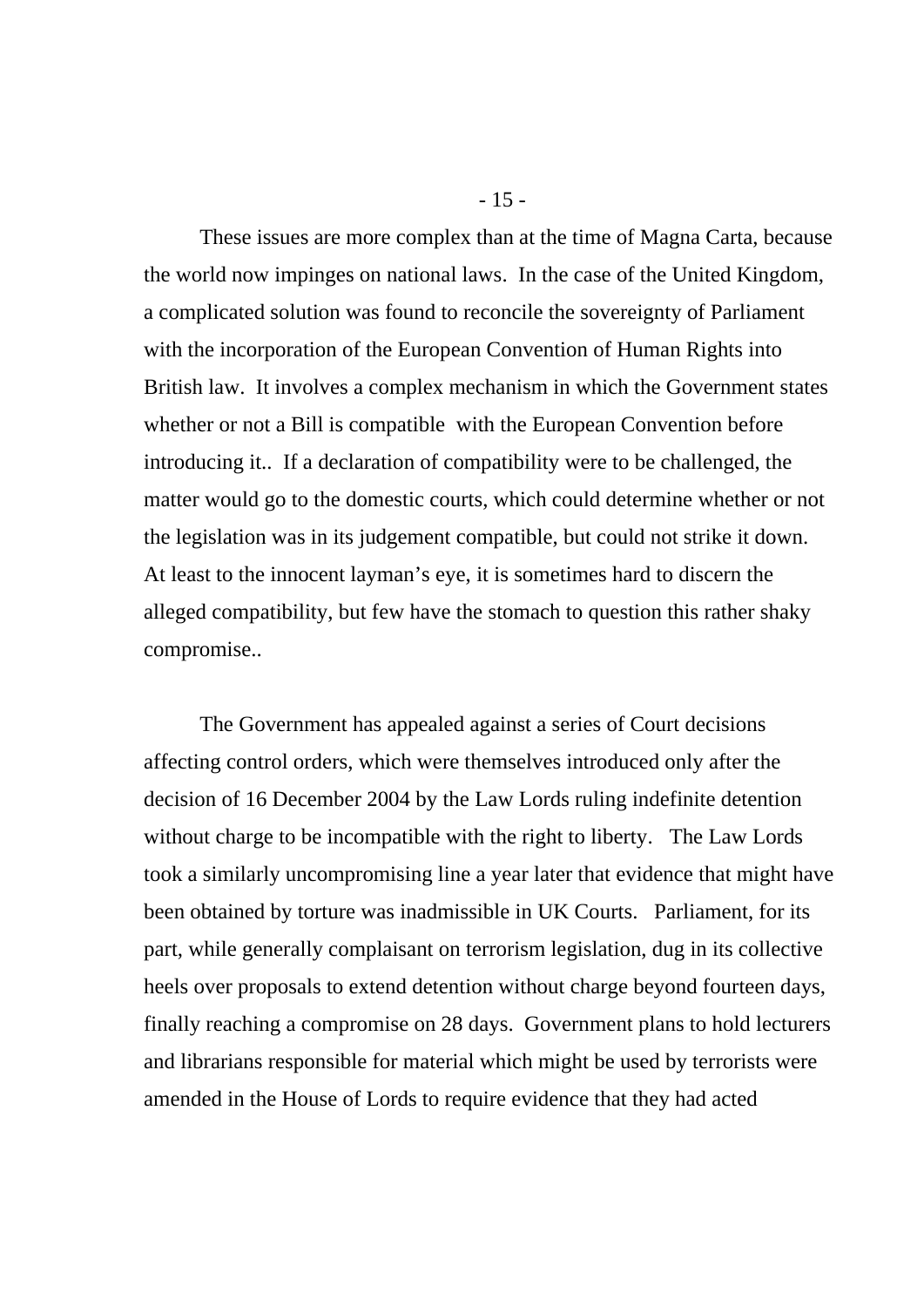These issues are more complex than at the time of Magna Carta, because the world now impinges on national laws. In the case of the United Kingdom, a complicated solution was found to reconcile the sovereignty of Parliament with the incorporation of the European Convention of Human Rights into British law. It involves a complex mechanism in which the Government states whether or not a Bill is compatible with the European Convention before introducing it.. If a declaration of compatibility were to be challenged, the matter would go to the domestic courts, which could determine whether or not the legislation was in its judgement compatible, but could not strike it down. At least to the innocent layman's eye, it is sometimes hard to discern the alleged compatibility, but few have the stomach to question this rather shaky compromise..

The Government has appealed against a series of Court decisions affecting control orders, which were themselves introduced only after the decision of 16 December 2004 by the Law Lords ruling indefinite detention without charge to be incompatible with the right to liberty. The Law Lords took a similarly uncompromising line a year later that evidence that might have been obtained by torture was inadmissible in UK Courts. Parliament, for its part, while generally complaisant on terrorism legislation, dug in its collective heels over proposals to extend detention without charge beyond fourteen days, finally reaching a compromise on 28 days. Government plans to hold lecturers and librarians responsible for material which might be used by terrorists were amended in the House of Lords to require evidence that they had acted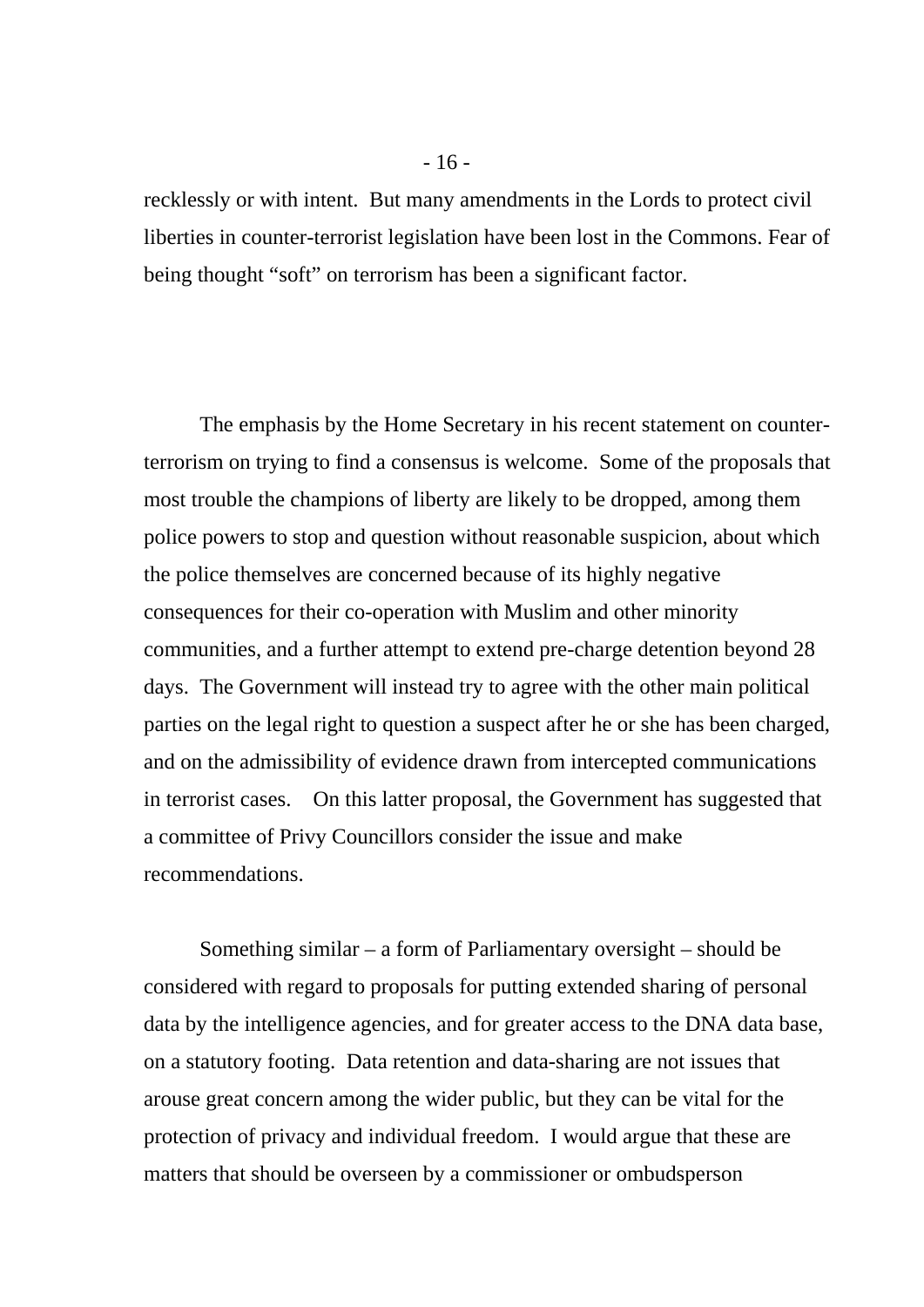recklessly or with intent. But many amendments in the Lords to protect civil liberties in counter-terrorist legislation have been lost in the Commons. Fear of being thought "soft" on terrorism has been a significant factor.

The emphasis by the Home Secretary in his recent statement on counter-terrorism on trying to find a consensus is welcome. Some of the proposals that most trouble the champions of liberty are likely to be dropped, among them police powers to stop and question without reasonable suspicion, about which the police themselves are concerned because of its highly negative consequences for their co-operation with Muslim and other minority communities, and a further attempt to extend pre-charge detention beyond 28 days. The Government will instead try to agree with the other main political parties on the legal right to question a suspect after he or she has been charged, and on the admissibility of evidence drawn from intercepted communications in terrorist cases. On this latter proposal, the Government has suggested that a committee of Privy Councillors consider the issue and make recommendations.

Something similar – a form of Parliamentary oversight – should be considered with regard to proposals for putting extended sharing of personal data by the intelligence agencies, and for greater access to the DNA data base, on a statutory footing. Data retention and data-sharing are not issues that arouse great concern among the wider public, but they can be vital for the protection of privacy and individual freedom. I would argue that these are matters that should be overseen by a commissioner or ombudsperson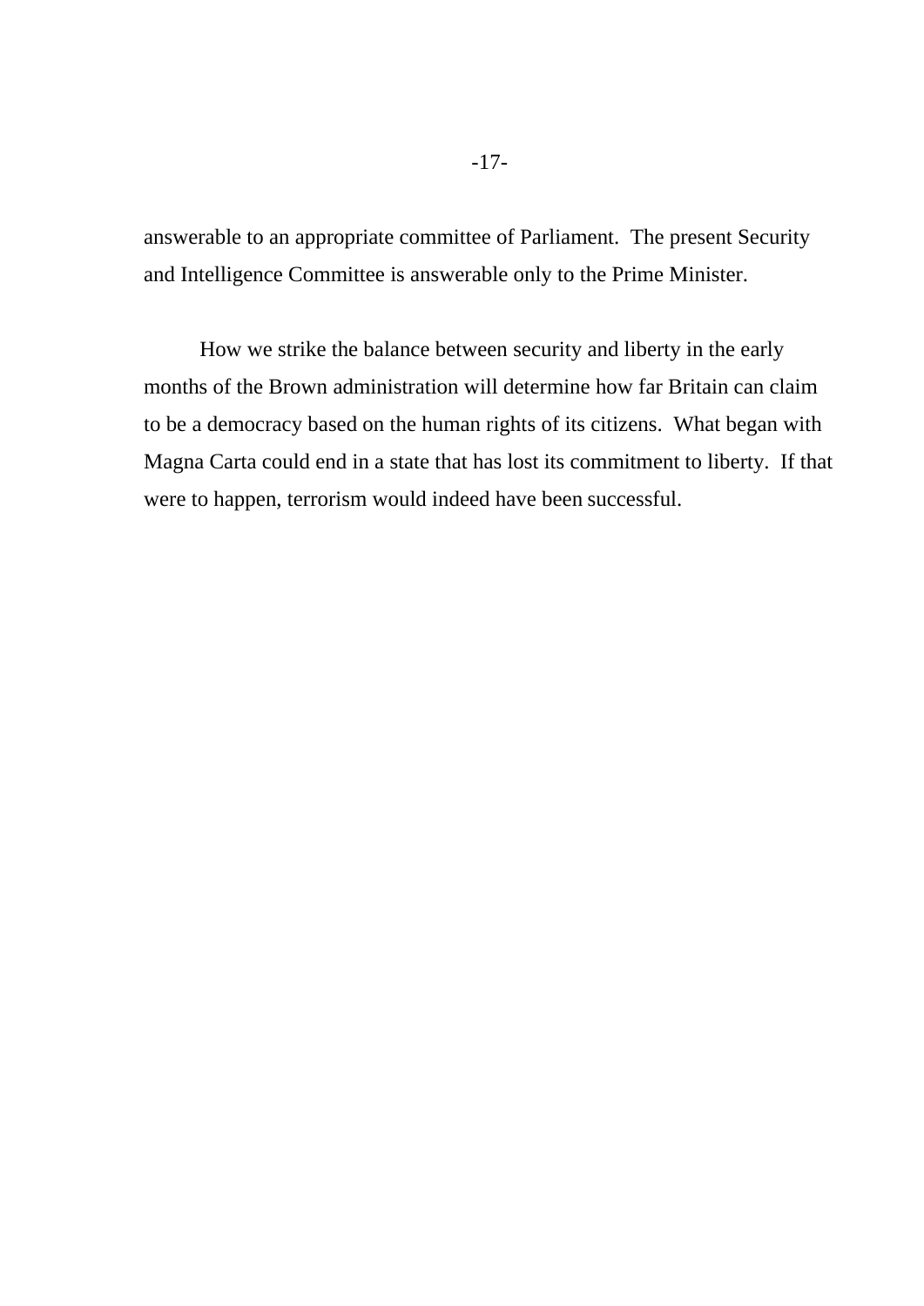answerable to an appropriate committee of Parliament. The present Security and Intelligence Committee is answerable only to the Prime Minister.

How we strike the balance between security and liberty in the early months of the Brown administration will determine how far Britain can claim to be a democracy based on the human rights of its citizens. What began with Magna Carta could end in a state that has lost its commitment to liberty. If that were to happen, terrorism would indeed have been successful.